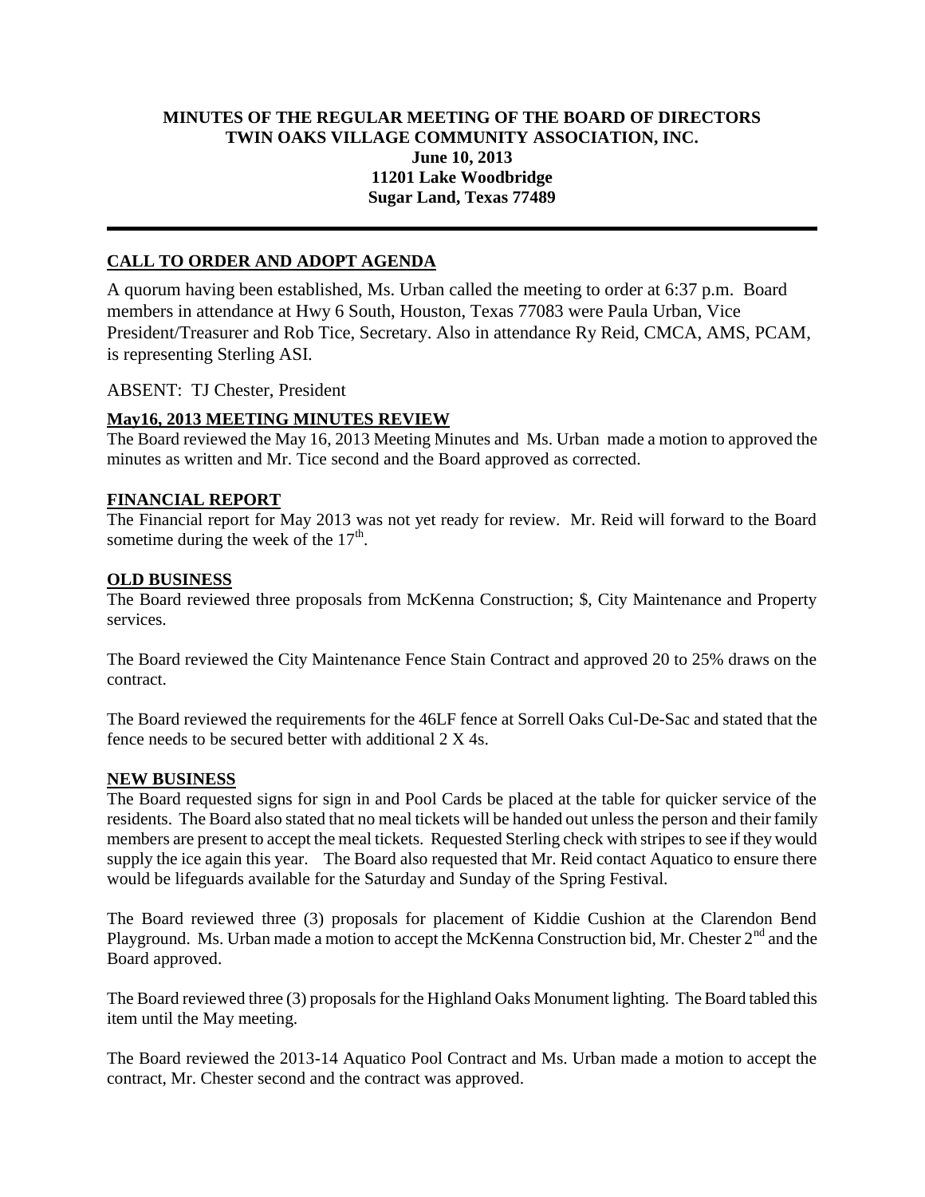**MINUTES OF THE REGULAR MEETING OF THE BOARD OF DIRECTORS**
**TWIN OAKS VILLAGE COMMUNITY ASSOCIATION, INC.**
**June 10, 2013**
**11201 Lake Woodbridge**
**Sugar Land, Texas 77489**

---

## CALL TO ORDER AND ADOPT AGENDA

A quorum having been established, Ms. Urban called the meeting to order at 6:37 p.m. Board members in attendance at Hwy 6 South, Houston, Texas 77083 were Paula Urban, Vice President/Treasurer and Rob Tice, Secretary. Also in attendance Ry Reid, CMCA, AMS, PCAM, is representing Sterling ASI.

ABSENT: TJ Chester, President

## May16, 2013 MEETING MINUTES REVIEW

The Board reviewed the May 16, 2013 Meeting Minutes and Ms. Urban made a motion to approved the minutes as written and Mr. Tice second and the Board approved as corrected.

## FINANCIAL REPORT

The Financial report for May 2013 was not yet ready for review. Mr. Reid will forward to the Board sometime during the week of the 17th.

## OLD BUSINESS

The Board reviewed three proposals from McKenna Construction; $, City Maintenance and Property services.

The Board reviewed the City Maintenance Fence Stain Contract and approved 20 to 25% draws on the contract.

The Board reviewed the requirements for the 46LF fence at Sorrell Oaks Cul-De-Sac and stated that the fence needs to be secured better with additional 2 X 4s.

## NEW BUSINESS

The Board requested signs for sign in and Pool Cards be placed at the table for quicker service of the residents. The Board also stated that no meal tickets will be handed out unless the person and their family members are present to accept the meal tickets. Requested Sterling check with stripes to see if they would supply the ice again this year. The Board also requested that Mr. Reid contact Aquatico to ensure there would be lifeguards available for the Saturday and Sunday of the Spring Festival.

The Board reviewed three (3) proposals for placement of Kiddie Cushion at the Clarendon Bend Playground. Ms. Urban made a motion to accept the McKenna Construction bid, Mr. Chester 2nd and the Board approved.

The Board reviewed three (3) proposals for the Highland Oaks Monument lighting. The Board tabled this item until the May meeting.

The Board reviewed the 2013-14 Aquatico Pool Contract and Ms. Urban made a motion to accept the contract, Mr. Chester second and the contract was approved.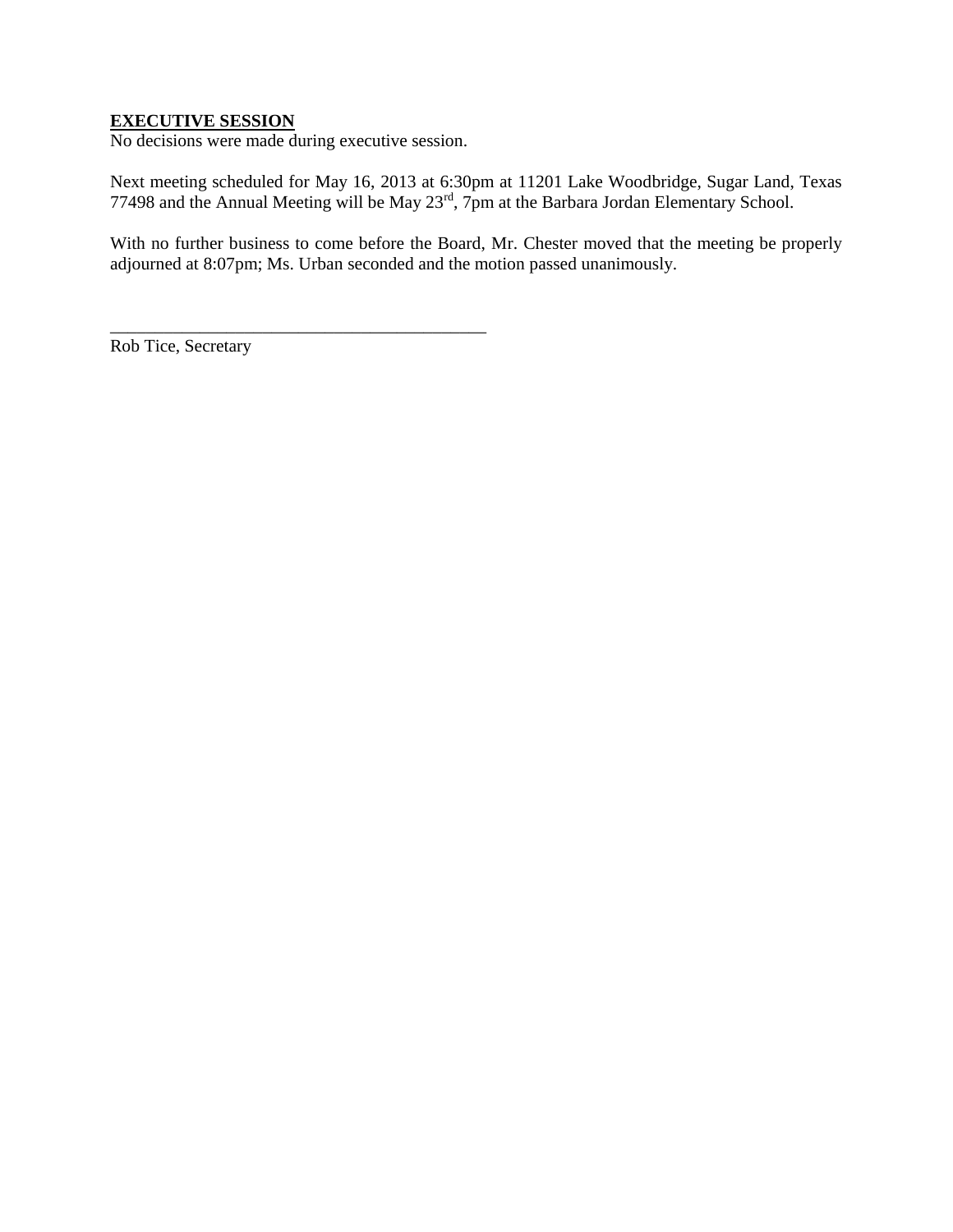**EXECUTIVE SESSION**

No decisions were made during executive session.

Next meeting scheduled for May 16, 2013 at 6:30pm at 11201 Lake Woodbridge, Sugar Land, Texas 77498 and the Annual Meeting will be May 23rd, 7pm at the Barbara Jordan Elementary School.

With no further business to come before the Board, Mr. Chester moved that the meeting be properly adjourned at 8:07pm; Ms. Urban seconded and the motion passed unanimously.

_____________________________________________

Rob Tice, Secretary